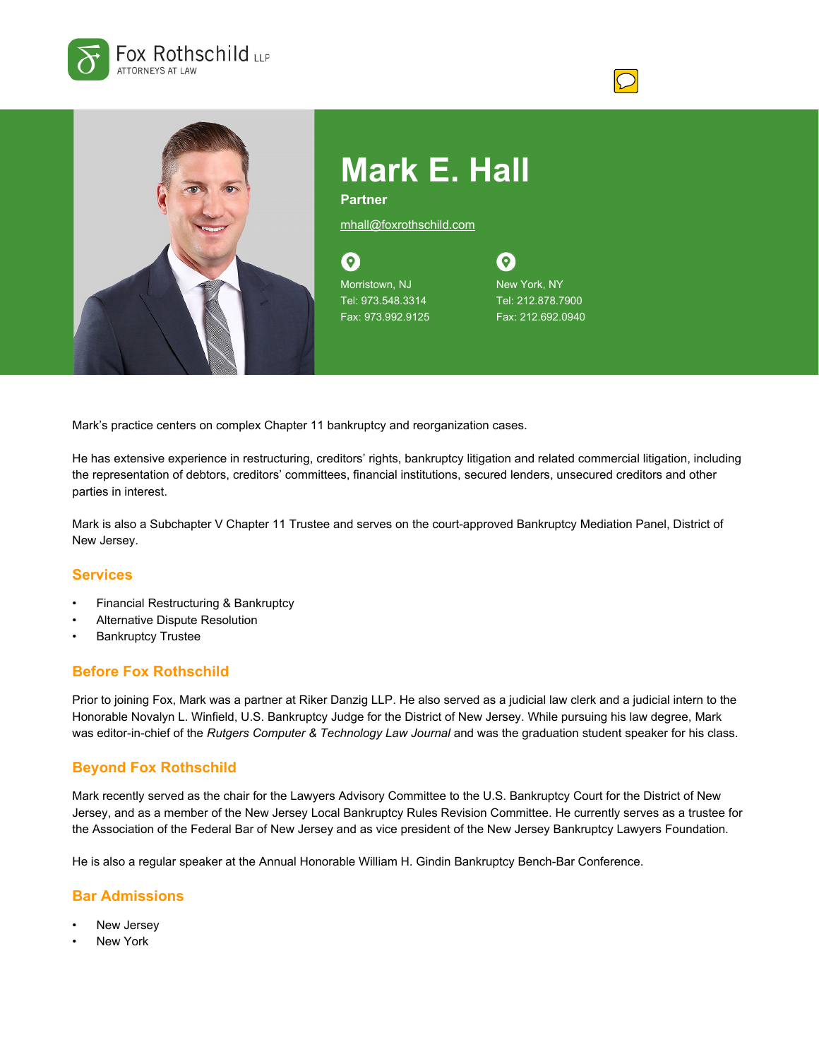Fox Rothschild LLP
ATTORNEYS AT LAW

# Mark E. Hall

**Partner**

mhall@foxrothschild.com

Morristown, NJ
Tel: 973.548.3314
Fax: 973.992.9125

New York, NY
Tel: 212.878.7900
Fax: 212.692.0940

Mark's practice centers on complex Chapter 11 bankruptcy and reorganization cases.

He has extensive experience in restructuring, creditors' rights, bankruptcy litigation and related commercial litigation, including the representation of debtors, creditors' committees, financial institutions, secured lenders, unsecured creditors and other parties in interest.

Mark is also a Subchapter V Chapter 11 Trustee and serves on the court-approved Bankruptcy Mediation Panel, District of New Jersey.

## Services

- Financial Restructuring & Bankruptcy
- Alternative Dispute Resolution
- Bankruptcy Trustee

## Before Fox Rothschild

Prior to joining Fox, Mark was a partner at Riker Danzig LLP. He also served as a judicial law clerk and a judicial intern to the Honorable Novalyn L. Winfield, U.S. Bankruptcy Judge for the District of New Jersey. While pursuing his law degree, Mark was editor-in-chief of the *Rutgers Computer & Technology Law Journal* and was the graduation student speaker for his class.

## Beyond Fox Rothschild

Mark recently served as the chair for the Lawyers Advisory Committee to the U.S. Bankruptcy Court for the District of New Jersey, and as a member of the New Jersey Local Bankruptcy Rules Revision Committee. He currently serves as a trustee for the Association of the Federal Bar of New Jersey and as vice president of the New Jersey Bankruptcy Lawyers Foundation.

He is also a regular speaker at the Annual Honorable William H. Gindin Bankruptcy Bench-Bar Conference.

## Bar Admissions

- New Jersey
- New York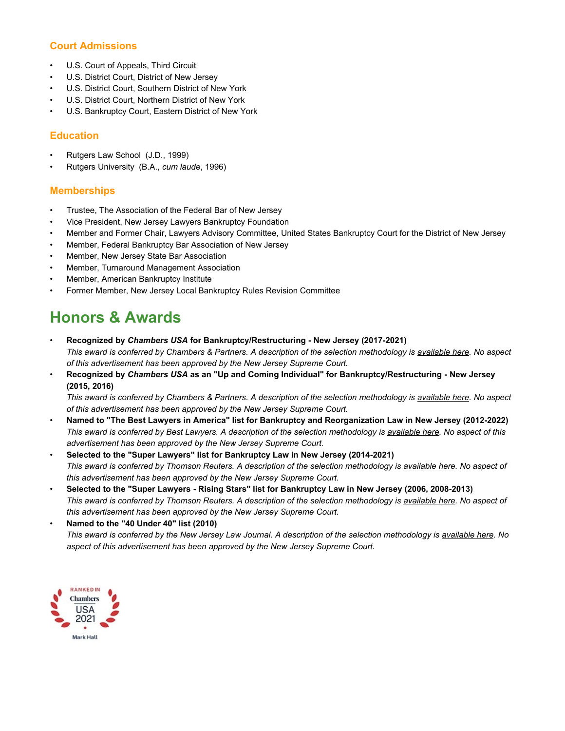### Court Admissions

- U.S. Court of Appeals, Third Circuit
- U.S. District Court, District of New Jersey
- U.S. District Court, Southern District of New York
- U.S. District Court, Northern District of New York
- U.S. Bankruptcy Court, Eastern District of New York

### Education

- Rutgers Law School (J.D., 1999)
- Rutgers University (B.A., *cum laude*, 1996)

### Memberships

- Trustee, The Association of the Federal Bar of New Jersey
- Vice President, New Jersey Lawyers Bankruptcy Foundation
- Member and Former Chair, Lawyers Advisory Committee, United States Bankruptcy Court for the District of New Jersey
- Member, Federal Bankruptcy Bar Association of New Jersey
- Member, New Jersey State Bar Association
- Member, Turnaround Management Association
- Member, American Bankruptcy Institute
- Former Member, New Jersey Local Bankruptcy Rules Revision Committee

## Honors & Awards

- **Recognized by *Chambers USA* for Bankruptcy/Restructuring - New Jersey (2017-2021)**
  *This award is conferred by Chambers & Partners. A description of the selection methodology is available here. No aspect of this advertisement has been approved by the New Jersey Supreme Court.*
- **Recognized by *Chambers USA* as an "Up and Coming Individual" for Bankruptcy/Restructuring - New Jersey (2015, 2016)**
  *This award is conferred by Chambers & Partners. A description of the selection methodology is available here. No aspect of this advertisement has been approved by the New Jersey Supreme Court.*
- **Named to "The Best Lawyers in America" list for Bankruptcy and Reorganization Law in New Jersey (2012-2022)**
  *This award is conferred by Best Lawyers. A description of the selection methodology is available here. No aspect of this advertisement has been approved by the New Jersey Supreme Court.*
- **Selected to the "Super Lawyers" list for Bankruptcy Law in New Jersey (2014-2021)**
  *This award is conferred by Thomson Reuters. A description of the selection methodology is available here. No aspect of this advertisement has been approved by the New Jersey Supreme Court.*
- **Selected to the "Super Lawyers - Rising Stars" list for Bankruptcy Law in New Jersey (2006, 2008-2013)**
  *This award is conferred by Thomson Reuters. A description of the selection methodology is available here. No aspect of this advertisement has been approved by the New Jersey Supreme Court.*
- **Named to the "40 Under 40" list (2010)**
  *This award is conferred by the New Jersey Law Journal. A description of the selection methodology is available here. No aspect of this advertisement has been approved by the New Jersey Supreme Court.*

RANKED IN
Chambers
USA
2021
Mark Hall